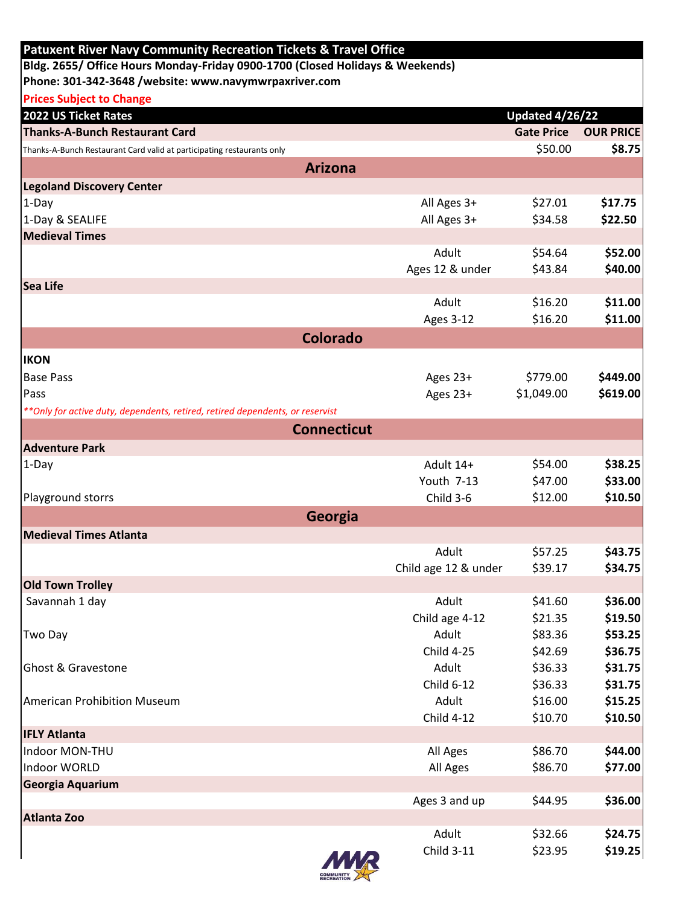**Patuxent River Navy Community Recreation Tickets & Travel Office**

**Bldg. 2655/ Office Hours Monday-Friday 0900-1700 (Closed Holidays & Weekends)**

**Phone: 301-342-3648 /website: www.navymwrpaxriver.com**

**Prices Subject to Change**

| 2022 US Ticket Rates | | Updated 4/26/22 | |
|---|---|---|---|
| **Thanks-A-Bunch Restaurant Card** | | **Gate Price** | **OUR PRICE** |
| Thanks-A-Bunch Restaurant Card valid at participating restaurants only | | $50.00 | **$8.75** |
| **Arizona** | | | |
| **Legoland Discovery Center** | | | |
| 1-Day | All Ages 3+ | $27.01 | **$17.75** |
| 1-Day & SEALIFE | All Ages 3+ | $34.58 | **$22.50** |
| **Medieval Times** | | | |
| | Adult | $54.64 | **$52.00** |
| | Ages 12 & under | $43.84 | **$40.00** |
| **Sea Life** | | | |
| | Adult | $16.20 | **$11.00** |
| | Ages 3-12 | $16.20 | **$11.00** |
| **Colorado** | | | |
| **IKON** | | | |
| Base Pass | Ages 23+ | $779.00 | **$449.00** |
| Pass | Ages 23+ | $1,049.00 | **$619.00** |
| *\*\*Only for active duty, dependents, retired, retired dependents, or reservist* | | | |
| **Connecticut** | | | |
| **Adventure Park** | | | |
| 1-Day | Adult 14+ | $54.00 | **$38.25** |
| | Youth 7-13 | $47.00 | **$33.00** |
| Playground storrs | Child 3-6 | $12.00 | **$10.50** |
| **Georgia** | | | |
| **Medieval Times Atlanta** | | | |
| | Adult | $57.25 | **$43.75** |
| | Child age 12 & under | $39.17 | **$34.75** |
| **Old Town Trolley** | | | |
| Savannah 1 day | Adult | $41.60 | **$36.00** |
| | Child age 4-12 | $21.35 | **$19.50** |
| Two Day | Adult | $83.36 | **$53.25** |
| | Child 4-25 | $42.69 | **$36.75** |
| Ghost & Gravestone | Adult | $36.33 | **$31.75** |
| | Child 6-12 | $36.33 | **$31.75** |
| American Prohibition Museum | Adult | $16.00 | **$15.25** |
| | Child 4-12 | $10.70 | **$10.50** |
| **IFLY Atlanta** | | | |
| Indoor MON-THU | All Ages | $86.70 | **$44.00** |
| Indoor WORLD | All Ages | $86.70 | **$77.00** |
| **Georgia Aquarium** | | | |
| | Ages 3 and up | $44.95 | **$36.00** |
| **Atlanta Zoo** | | | |
| | Adult | $32.66 | **$24.75** |
| | Child 3-11 | $23.95 | **$19.25** |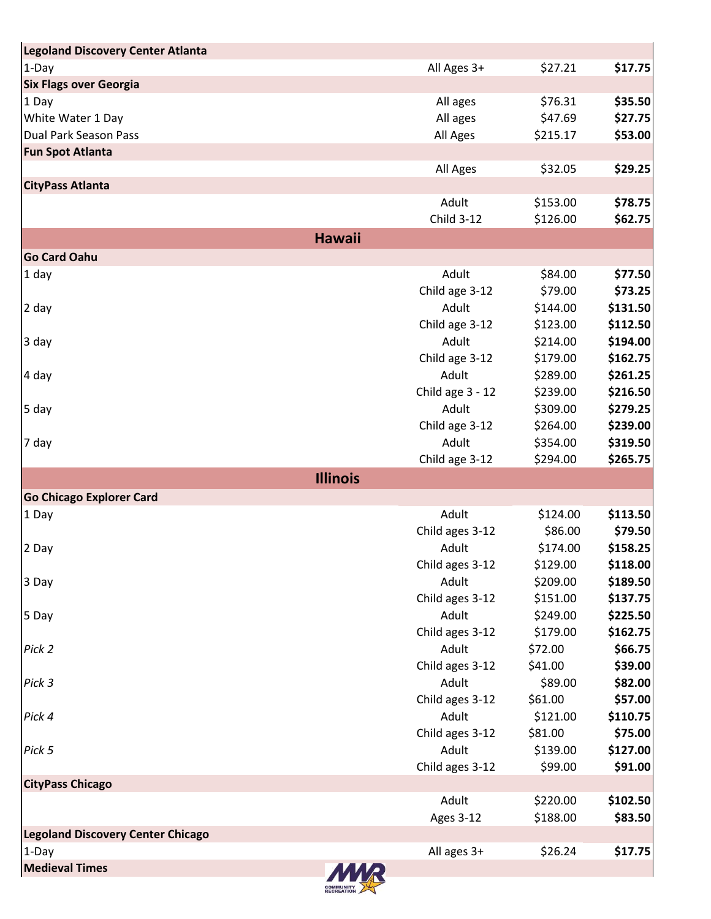| | | | |
|---|---|---|---|
| **Legoland Discovery Center Atlanta** | | | |
| 1-Day | All Ages 3+ | $27.21 | **$17.75** |
| **Six Flags over Georgia** | | | |
| 1 Day | All ages | $76.31 | **$35.50** |
| White Water 1 Day | All ages | $47.69 | **$27.75** |
| Dual Park Season Pass | All Ages | $215.17 | **$53.00** |
| **Fun Spot Atlanta** | | | |
| | All Ages | $32.05 | **$29.25** |
| **CityPass Atlanta** | | | |
| | Adult | $153.00 | **$78.75** |
| | Child 3-12 | $126.00 | **$62.75** |
| **Hawaii** | | | |
| **Go Card Oahu** | | | |
| 1 day | Adult | $84.00 | **$77.50** |
| | Child age 3-12 | $79.00 | **$73.25** |
| 2 day | Adult | $144.00 | **$131.50** |
| | Child age 3-12 | $123.00 | **$112.50** |
| 3 day | Adult | $214.00 | **$194.00** |
| | Child age 3-12 | $179.00 | **$162.75** |
| 4 day | Adult | $289.00 | **$261.25** |
| | Child age 3 - 12 | $239.00 | **$216.50** |
| 5 day | Adult | $309.00 | **$279.25** |
| | Child age 3-12 | $264.00 | **$239.00** |
| 7 day | Adult | $354.00 | **$319.50** |
| | Child age 3-12 | $294.00 | **$265.75** |
| **Illinois** | | | |
| **Go Chicago Explorer Card** | | | |
| 1 Day | Adult | $124.00 | **$113.50** |
| | Child ages 3-12 | $86.00 | **$79.50** |
| 2 Day | Adult | $174.00 | **$158.25** |
| | Child ages 3-12 | $129.00 | **$118.00** |
| 3 Day | Adult | $209.00 | **$189.50** |
| | Child ages 3-12 | $151.00 | **$137.75** |
| 5 Day | Adult | $249.00 | **$225.50** |
| | Child ages 3-12 | $179.00 | **$162.75** |
| *Pick 2* | Adult | $72.00 | **$66.75** |
| | Child ages 3-12 | $41.00 | **$39.00** |
| *Pick 3* | Adult | $89.00 | **$82.00** |
| | Child ages 3-12 | $61.00 | **$57.00** |
| *Pick 4* | Adult | $121.00 | **$110.75** |
| | Child ages 3-12 | $81.00 | **$75.00** |
| *Pick 5* | Adult | $139.00 | **$127.00** |
| | Child ages 3-12 | $99.00 | **$91.00** |
| **CityPass Chicago** | | | |
| | Adult | $220.00 | **$102.50** |
| | Ages 3-12 | $188.00 | **$83.50** |
| **Legoland Discovery Center Chicago** | | | |
| 1-Day | All ages 3+ | $26.24 | **$17.75** |
| **Medieval Times** | | | |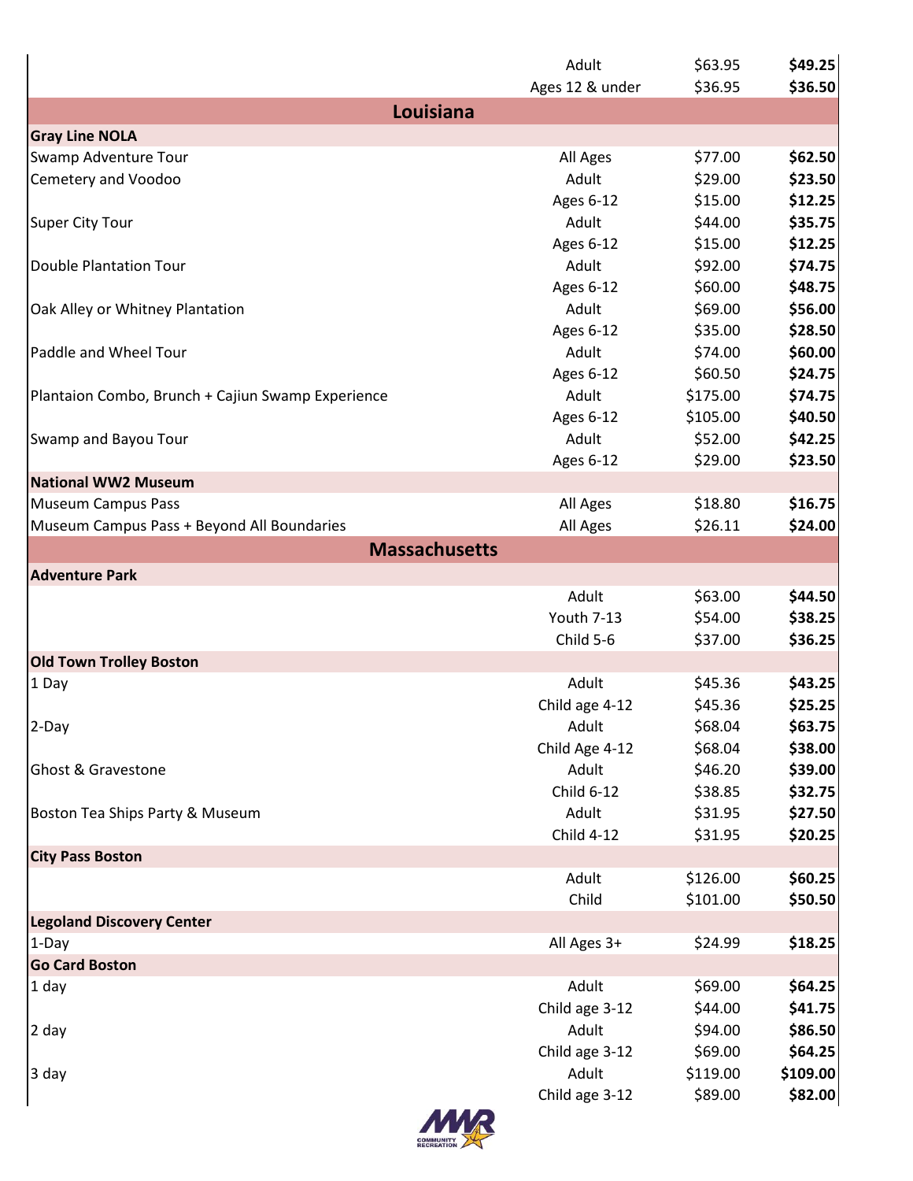| | | | |
|---|---|---|---|
| | Adult | $63.95 | **$49.25** |
| | Ages 12 & under | $36.95 | **$36.50** |
| **Louisiana** | | | |
| **Gray Line NOLA** | | | |
| Swamp Adventure Tour | All Ages | $77.00 | **$62.50** |
| Cemetery and Voodoo | Adult | $29.00 | **$23.50** |
| | Ages 6-12 | $15.00 | **$12.25** |
| Super City Tour | Adult | $44.00 | **$35.75** |
| | Ages 6-12 | $15.00 | **$12.25** |
| Double Plantation Tour | Adult | $92.00 | **$74.75** |
| | Ages 6-12 | $60.00 | **$48.75** |
| Oak Alley or Whitney Plantation | Adult | $69.00 | **$56.00** |
| | Ages 6-12 | $35.00 | **$28.50** |
| Paddle and Wheel Tour | Adult | $74.00 | **$60.00** |
| | Ages 6-12 | $60.50 | **$24.75** |
| Plantaion Combo, Brunch + Cajiun Swamp Experience | Adult | $175.00 | **$74.75** |
| | Ages 6-12 | $105.00 | **$40.50** |
| Swamp and Bayou Tour | Adult | $52.00 | **$42.25** |
| | Ages 6-12 | $29.00 | **$23.50** |
| **National WW2 Museum** | | | |
| Museum Campus Pass | All Ages | $18.80 | **$16.75** |
| Museum Campus Pass + Beyond All Boundaries | All Ages | $26.11 | **$24.00** |
| **Massachusetts** | | | |
| **Adventure Park** | | | |
| | Adult | $63.00 | **$44.50** |
| | Youth 7-13 | $54.00 | **$38.25** |
| | Child 5-6 | $37.00 | **$36.25** |
| **Old Town Trolley Boston** | | | |
| 1 Day | Adult | $45.36 | **$43.25** |
| | Child age 4-12 | $45.36 | **$25.25** |
| 2-Day | Adult | $68.04 | **$63.75** |
| | Child Age 4-12 | $68.04 | **$38.00** |
| Ghost & Gravestone | Adult | $46.20 | **$39.00** |
| | Child 6-12 | $38.85 | **$32.75** |
| Boston Tea Ships Party & Museum | Adult | $31.95 | **$27.50** |
| | Child 4-12 | $31.95 | **$20.25** |
| **City Pass Boston** | | | |
| | Adult | $126.00 | **$60.25** |
| | Child | $101.00 | **$50.50** |
| **Legoland Discovery Center** | | | |
| 1-Day | All Ages 3+ | $24.99 | **$18.25** |
| **Go Card Boston** | | | |
| 1 day | Adult | $69.00 | **$64.25** |
| | Child age 3-12 | $44.00 | **$41.75** |
| 2 day | Adult | $94.00 | **$86.50** |
| | Child age 3-12 | $69.00 | **$64.25** |
| 3 day | Adult | $119.00 | **$109.00** |
| | Child age 3-12 | $89.00 | **$82.00** |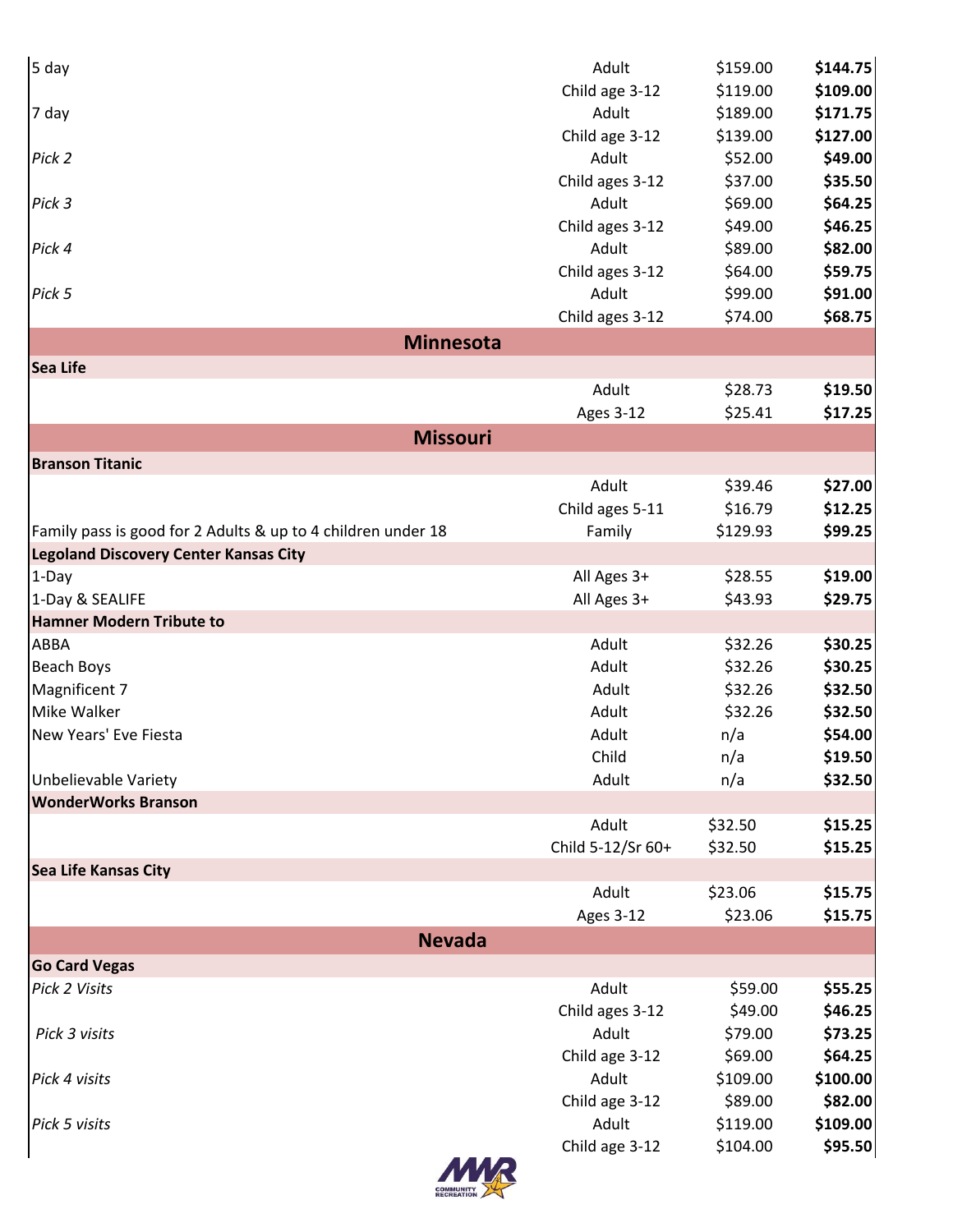| | | | |
|---|---|---|---|
| 5 day | Adult | $159.00 | **$144.75** |
| | Child age 3-12 | $119.00 | **$109.00** |
| 7 day | Adult | $189.00 | **$171.75** |
| | Child age 3-12 | $139.00 | **$127.00** |
| *Pick 2* | Adult | $52.00 | **$49.00** |
| | Child ages 3-12 | $37.00 | **$35.50** |
| *Pick 3* | Adult | $69.00 | **$64.25** |
| | Child ages 3-12 | $49.00 | **$46.25** |
| *Pick 4* | Adult | $89.00 | **$82.00** |
| | Child ages 3-12 | $64.00 | **$59.75** |
| *Pick 5* | Adult | $99.00 | **$91.00** |
| | Child ages 3-12 | $74.00 | **$68.75** |
| **Minnesota** | | | |
| **Sea Life** | | | |
| | Adult | $28.73 | **$19.50** |
| | Ages 3-12 | $25.41 | **$17.25** |
| **Missouri** | | | |
| **Branson Titanic** | | | |
| | Adult | $39.46 | **$27.00** |
| | Child ages 5-11 | $16.79 | **$12.25** |
| Family pass is good for 2 Adults & up to 4 children under 18 | Family | $129.93 | **$99.25** |
| **Legoland Discovery Center Kansas City** | | | |
| 1-Day | All Ages 3+ | $28.55 | **$19.00** |
| 1-Day & SEALIFE | All Ages 3+ | $43.93 | **$29.75** |
| **Hamner Modern Tribute to** | | | |
| ABBA | Adult | $32.26 | **$30.25** |
| Beach Boys | Adult | $32.26 | **$30.25** |
| Magnificent 7 | Adult | $32.26 | **$32.50** |
| Mike Walker | Adult | $32.26 | **$32.50** |
| New Years' Eve Fiesta | Adult | n/a | **$54.00** |
| | Child | n/a | **$19.50** |
| Unbelievable Variety | Adult | n/a | **$32.50** |
| **WonderWorks Branson** | | | |
| | Adult | $32.50 | **$15.25** |
| | Child 5-12/Sr 60+ | $32.50 | **$15.25** |
| **Sea Life Kansas City** | | | |
| | Adult | $23.06 | **$15.75** |
| | Ages 3-12 | $23.06 | **$15.75** |
| **Nevada** | | | |
| **Go Card Vegas** | | | |
| *Pick 2 Visits* | Adult | $59.00 | **$55.25** |
| | Child ages 3-12 | $49.00 | **$46.25** |
| *Pick 3 visits* | Adult | $79.00 | **$73.25** |
| | Child age 3-12 | $69.00 | **$64.25** |
| *Pick 4 visits* | Adult | $109.00 | **$100.00** |
| | Child age 3-12 | $89.00 | **$82.00** |
| *Pick 5 visits* | Adult | $119.00 | **$109.00** |
| | Child age 3-12 | $104.00 | **$95.50** |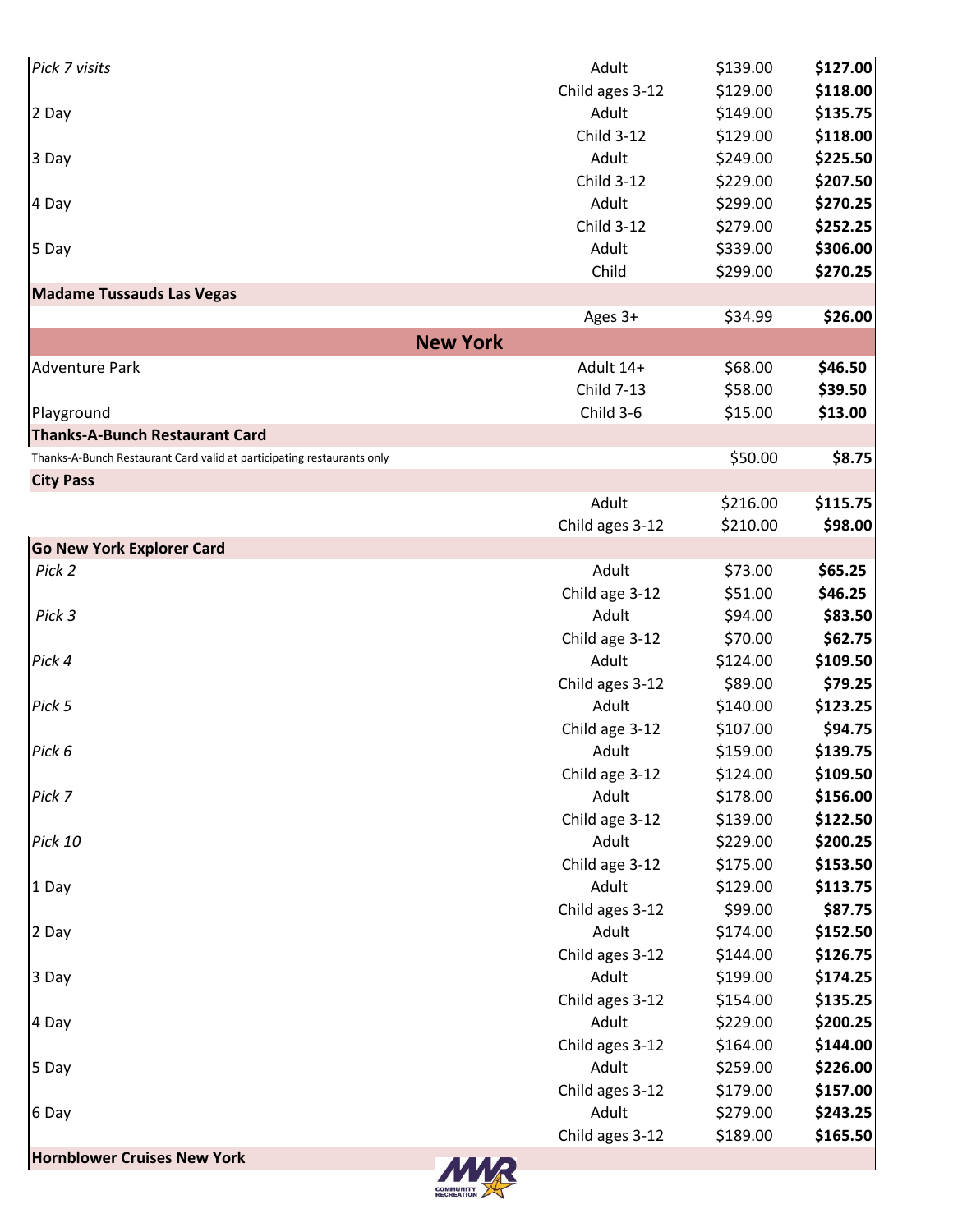| | | | |
|---|---|---|---|
| *Pick 7 visits* | Adult | $139.00 | **$127.00** |
| | Child ages 3-12 | $129.00 | **$118.00** |
| 2 Day | Adult | $149.00 | **$135.75** |
| | Child 3-12 | $129.00 | **$118.00** |
| 3 Day | Adult | $249.00 | **$225.50** |
| | Child 3-12 | $229.00 | **$207.50** |
| 4 Day | Adult | $299.00 | **$270.25** |
| | Child 3-12 | $279.00 | **$252.25** |
| 5 Day | Adult | $339.00 | **$306.00** |
| | Child | $299.00 | **$270.25** |
| **Madame Tussauds Las Vegas** | | | |
| | Ages 3+ | $34.99 | **$26.00** |
| **New York** | | | |
| Adventure Park | Adult 14+ | $68.00 | **$46.50** |
| | Child 7-13 | $58.00 | **$39.50** |
| Playground | Child 3-6 | $15.00 | **$13.00** |
| **Thanks-A-Bunch Restaurant Card** | | | |
| Thanks-A-Bunch Restaurant Card valid at participating restaurants only | | $50.00 | **$8.75** |
| **City Pass** | | | |
| | Adult | $216.00 | **$115.75** |
| | Child ages 3-12 | $210.00 | **$98.00** |
| **Go New York Explorer Card** | | | |
| *Pick 2* | Adult | $73.00 | **$65.25** |
| | Child age 3-12 | $51.00 | **$46.25** |
| *Pick 3* | Adult | $94.00 | **$83.50** |
| | Child age 3-12 | $70.00 | **$62.75** |
| *Pick 4* | Adult | $124.00 | **$109.50** |
| | Child ages 3-12 | $89.00 | **$79.25** |
| *Pick 5* | Adult | $140.00 | **$123.25** |
| | Child age 3-12 | $107.00 | **$94.75** |
| *Pick 6* | Adult | $159.00 | **$139.75** |
| | Child age 3-12 | $124.00 | **$109.50** |
| *Pick 7* | Adult | $178.00 | **$156.00** |
| | Child age 3-12 | $139.00 | **$122.50** |
| *Pick 10* | Adult | $229.00 | **$200.25** |
| | Child age 3-12 | $175.00 | **$153.50** |
| 1 Day | Adult | $129.00 | **$113.75** |
| | Child ages 3-12 | $99.00 | **$87.75** |
| 2 Day | Adult | $174.00 | **$152.50** |
| | Child ages 3-12 | $144.00 | **$126.75** |
| 3 Day | Adult | $199.00 | **$174.25** |
| | Child ages 3-12 | $154.00 | **$135.25** |
| 4 Day | Adult | $229.00 | **$200.25** |
| | Child ages 3-12 | $164.00 | **$144.00** |
| 5 Day | Adult | $259.00 | **$226.00** |
| | Child ages 3-12 | $179.00 | **$157.00** |
| 6 Day | Adult | $279.00 | **$243.25** |
| | Child ages 3-12 | $189.00 | **$165.50** |
| **Hornblower Cruises New York** | | | |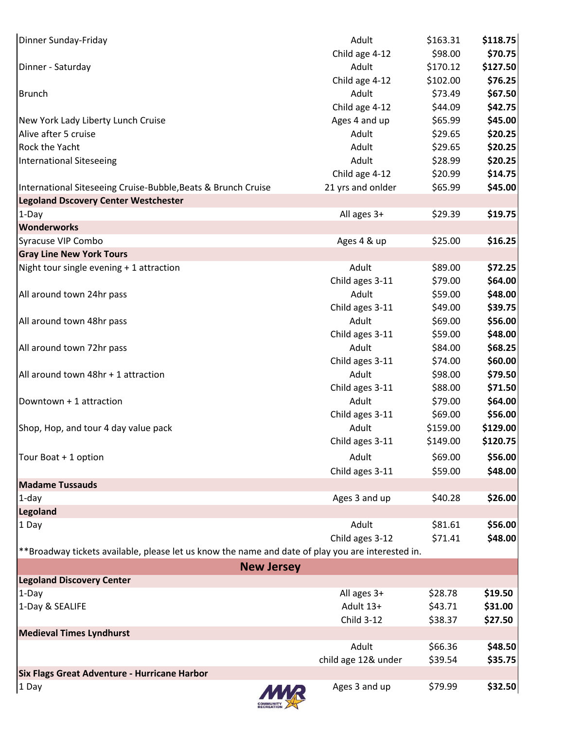| | | | |
|---|---|---|---|
| Dinner Sunday-Friday | Adult | $163.31 | **$118.75** |
| | Child age 4-12 | $98.00 | **$70.75** |
| Dinner - Saturday | Adult | $170.12 | **$127.50** |
| | Child age 4-12 | $102.00 | **$76.25** |
| Brunch | Adult | $73.49 | **$67.50** |
| | Child age 4-12 | $44.09 | **$42.75** |
| New York Lady Liberty Lunch Cruise | Ages 4 and up | $65.99 | **$45.00** |
| Alive after 5 cruise | Adult | $29.65 | **$20.25** |
| Rock the Yacht | Adult | $29.65 | **$20.25** |
| International Siteseeing | Adult | $28.99 | **$20.25** |
| | Child age 4-12 | $20.99 | **$14.75** |
| International Siteseeing Cruise-Bubble,Beats & Brunch Cruise | 21 yrs and onlder | $65.99 | **$45.00** |
| **Legoland Dscovery Center Westchester** | | | |
| 1-Day | All ages 3+ | $29.39 | **$19.75** |
| **Wonderworks** | | | |
| Syracuse VIP Combo | Ages 4 & up | $25.00 | **$16.25** |
| **Gray Line New York Tours** | | | |
| Night tour single evening + 1 attraction | Adult | $89.00 | **$72.25** |
| | Child ages 3-11 | $79.00 | **$64.00** |
| All around town 24hr pass | Adult | $59.00 | **$48.00** |
| | Child ages 3-11 | $49.00 | **$39.75** |
| All around town 48hr pass | Adult | $69.00 | **$56.00** |
| | Child ages 3-11 | $59.00 | **$48.00** |
| All around town 72hr pass | Adult | $84.00 | **$68.25** |
| | Child ages 3-11 | $74.00 | **$60.00** |
| All around town 48hr + 1 attraction | Adult | $98.00 | **$79.50** |
| | Child ages 3-11 | $88.00 | **$71.50** |
| Downtown + 1 attraction | Adult | $79.00 | **$64.00** |
| | Child ages 3-11 | $69.00 | **$56.00** |
| Shop, Hop, and tour 4 day value pack | Adult | $159.00 | **$129.00** |
| | Child ages 3-11 | $149.00 | **$120.75** |
| Tour Boat + 1 option | Adult | $69.00 | **$56.00** |
| | Child ages 3-11 | $59.00 | **$48.00** |
| **Madame Tussauds** | | | |
| 1-day | Ages 3 and up | $40.28 | **$26.00** |
| **Legoland** | | | |
| 1 Day | Adult | $81.61 | **$56.00** |
| | Child ages 3-12 | $71.41 | **$48.00** |

**Broadway tickets available, please let us know the name and date of play you are interested in.

## New Jersey

| | | | |
|---|---|---|---|
| **Legoland Discovery Center** | | | |
| 1-Day | All ages 3+ | $28.78 | **$19.50** |
| 1-Day & SEALIFE | Adult 13+ | $43.71 | **$31.00** |
| | Child 3-12 | $38.37 | **$27.50** |
| **Medieval Times Lyndhurst** | | | |
| | Adult | $66.36 | **$48.50** |
| | child age 12& under | $39.54 | **$35.75** |
| **Six Flags Great Adventure - Hurricane Harbor** | | | |
| 1 Day | Ages 3 and up | $79.99 | **$32.50** |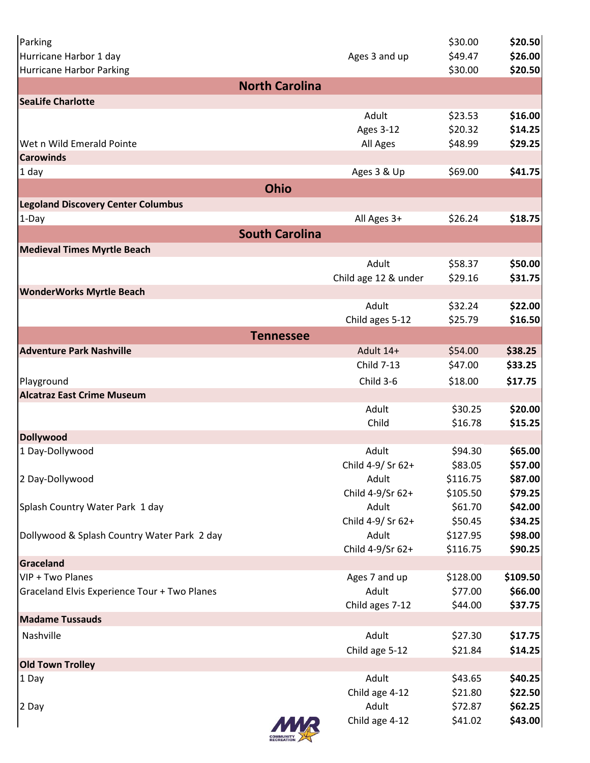| | | | |
|---|---|---|---|
| Parking | | $30.00 | **$20.50** |
| Hurricane Harbor 1 day | Ages 3 and up | $49.47 | **$26.00** |
| Hurricane Harbor Parking | | $30.00 | **$20.50** |
| **North Carolina** | | | |
| **SeaLife Charlotte** | | | |
| | Adult | $23.53 | **$16.00** |
| | Ages 3-12 | $20.32 | **$14.25** |
| Wet n Wild Emerald Pointe | All Ages | $48.99 | **$29.25** |
| **Carowinds** | | | |
| 1 day | Ages 3 & Up | $69.00 | **$41.75** |
| **Ohio** | | | |
| **Legoland Discovery Center Columbus** | | | |
| 1-Day | All Ages 3+ | $26.24 | **$18.75** |
| **South Carolina** | | | |
| **Medieval Times Myrtle Beach** | | | |
| | Adult | $58.37 | **$50.00** |
| | Child age 12 & under | $29.16 | **$31.75** |
| **WonderWorks Myrtle Beach** | | | |
| | Adult | $32.24 | **$22.00** |
| | Child ages 5-12 | $25.79 | **$16.50** |
| **Tennessee** | | | |
| **Adventure Park Nashville** | Adult 14+ | $54.00 | **$38.25** |
| | Child 7-13 | $47.00 | **$33.25** |
| Playground | Child 3-6 | $18.00 | **$17.75** |
| **Alcatraz East Crime Museum** | | | |
| | Adult | $30.25 | **$20.00** |
| | Child | $16.78 | **$15.25** |
| **Dollywood** | | | |
| 1 Day-Dollywood | Adult | $94.30 | **$65.00** |
| | Child 4-9/ Sr 62+ | $83.05 | **$57.00** |
| 2 Day-Dollywood | Adult | $116.75 | **$87.00** |
| | Child 4-9/Sr 62+ | $105.50 | **$79.25** |
| Splash Country Water Park 1 day | Adult | $61.70 | **$42.00** |
| | Child 4-9/ Sr 62+ | $50.45 | **$34.25** |
| Dollywood & Splash Country Water Park 2 day | Adult | $127.95 | **$98.00** |
| | Child 4-9/Sr 62+ | $116.75 | **$90.25** |
| **Graceland** | | | |
| VIP + Two Planes | Ages 7 and up | $128.00 | **$109.50** |
| Graceland Elvis Experience Tour + Two Planes | Adult | $77.00 | **$66.00** |
| | Child ages 7-12 | $44.00 | **$37.75** |
| **Madame Tussauds** | | | |
| Nashville | Adult | $27.30 | **$17.75** |
| | Child age 5-12 | $21.84 | **$14.25** |
| **Old Town Trolley** | | | |
| 1 Day | Adult | $43.65 | **$40.25** |
| | Child age 4-12 | $21.80 | **$22.50** |
| 2 Day | Adult | $72.87 | **$62.25** |
| | Child age 4-12 | $41.02 | **$43.00** |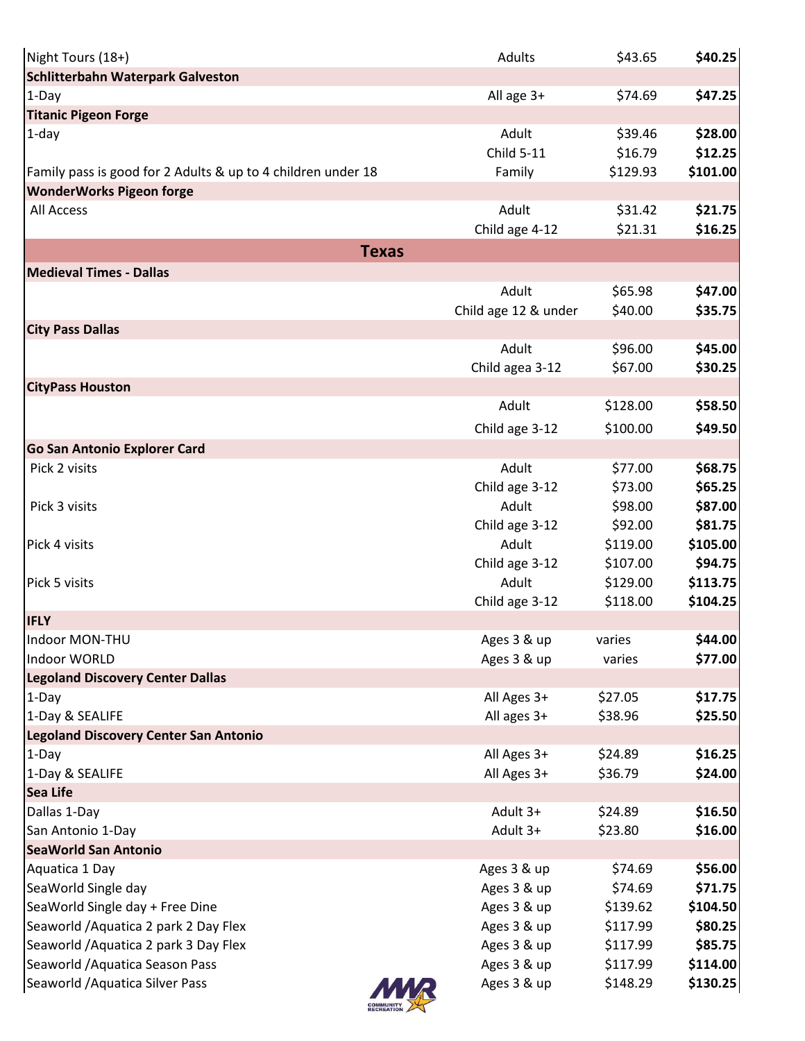| | | | |
|---|---|---|---|
| Night Tours (18+) | Adults | $43.65 | **$40.25** |
| **Schlitterbahn Waterpark Galveston** | | | |
| 1-Day | All age 3+ | $74.69 | **$47.25** |
| **Titanic Pigeon Forge** | | | |
| 1-day | Adult | $39.46 | **$28.00** |
| | Child 5-11 | $16.79 | **$12.25** |
| Family pass is good for 2 Adults & up to 4 children under 18 | Family | $129.93 | **$101.00** |
| **WonderWorks Pigeon forge** | | | |
| All Access | Adult | $31.42 | **$21.75** |
| | Child age 4-12 | $21.31 | **$16.25** |
| **Texas** | | | |
| **Medieval Times - Dallas** | | | |
| | Adult | $65.98 | **$47.00** |
| | Child age 12 & under | $40.00 | **$35.75** |
| **City Pass Dallas** | | | |
| | Adult | $96.00 | **$45.00** |
| | Child agea 3-12 | $67.00 | **$30.25** |
| **CityPass Houston** | | | |
| | Adult | $128.00 | **$58.50** |
| | Child age 3-12 | $100.00 | **$49.50** |
| **Go San Antonio Explorer Card** | | | |
| Pick 2 visits | Adult | $77.00 | **$68.75** |
| | Child age 3-12 | $73.00 | **$65.25** |
| Pick 3 visits | Adult | $98.00 | **$87.00** |
| | Child age 3-12 | $92.00 | **$81.75** |
| Pick 4 visits | Adult | $119.00 | **$105.00** |
| | Child age 3-12 | $107.00 | **$94.75** |
| Pick 5 visits | Adult | $129.00 | **$113.75** |
| | Child age 3-12 | $118.00 | **$104.25** |
| **IFLY** | | | |
| Indoor MON-THU | Ages 3 & up | varies | **$44.00** |
| Indoor WORLD | Ages 3 & up | varies | **$77.00** |
| **Legoland Discovery Center Dallas** | | | |
| 1-Day | All Ages 3+ | $27.05 | **$17.75** |
| 1-Day & SEALIFE | All ages 3+ | $38.96 | **$25.50** |
| **Legoland Discovery Center San Antonio** | | | |
| 1-Day | All Ages 3+ | $24.89 | **$16.25** |
| 1-Day & SEALIFE | All Ages 3+ | $36.79 | **$24.00** |
| **Sea Life** | | | |
| Dallas 1-Day | Adult 3+ | $24.89 | **$16.50** |
| San Antonio 1-Day | Adult 3+ | $23.80 | **$16.00** |
| **SeaWorld San Antonio** | | | |
| Aquatica 1 Day | Ages 3 & up | $74.69 | **$56.00** |
| SeaWorld Single day | Ages 3 & up | $74.69 | **$71.75** |
| SeaWorld Single day + Free Dine | Ages 3 & up | $139.62 | **$104.50** |
| Seaworld /Aquatica 2 park 2 Day Flex | Ages 3 & up | $117.99 | **$80.25** |
| Seaworld /Aquatica 2 park 3 Day Flex | Ages 3 & up | $117.99 | **$85.75** |
| Seaworld /Aquatica Season Pass | Ages 3 & up | $117.99 | **$114.00** |
| Seaworld /Aquatica Silver Pass | Ages 3 & up | $148.29 | **$130.25** |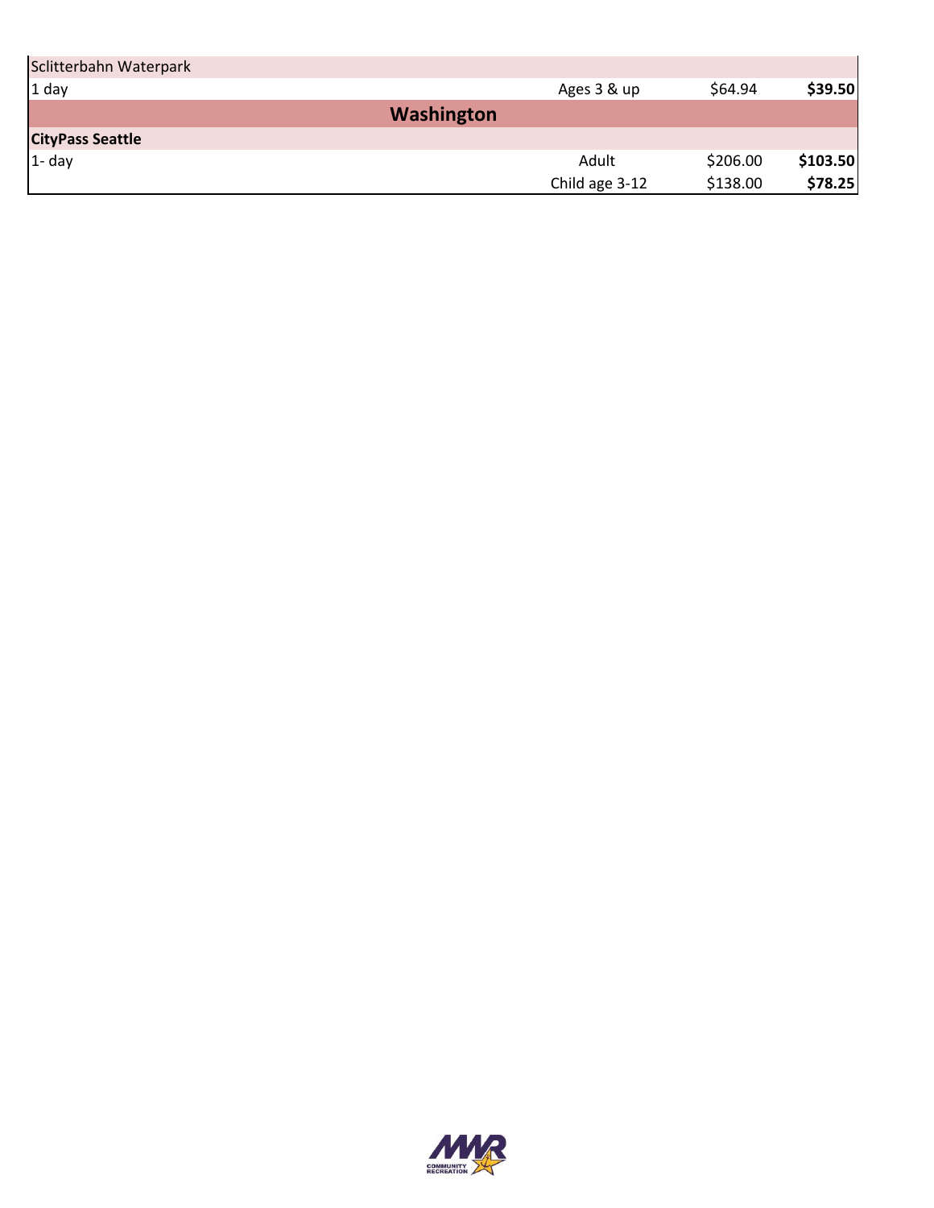| | | | |
|---|---|---|---|
| Sclitterbahn Waterpark | | | |
| 1 day | Ages 3 & up | $64.94 | **$39.50** |
| **Washington** | | | |
| **CityPass Seattle** | | | |
| 1- day | Adult | $206.00 | **$103.50** |
| | Child age 3-12 | $138.00 | **$78.25** |